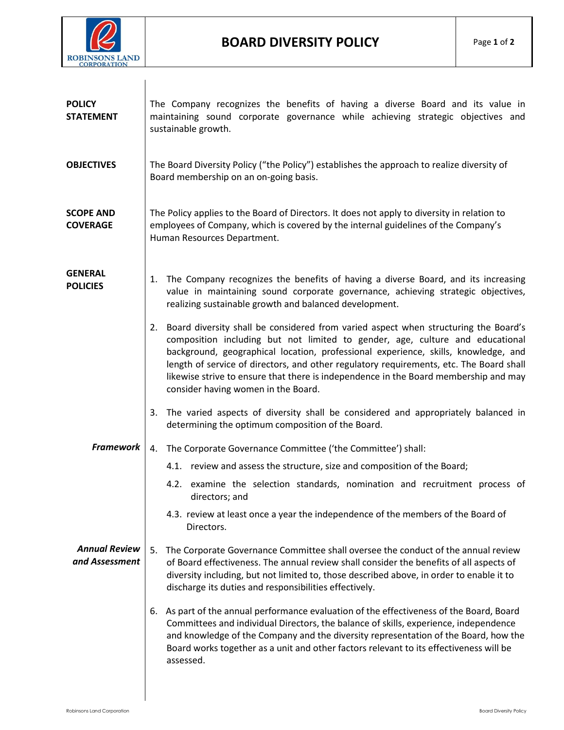# BOARD DIVERSITY POLICY

## POLICY STATEMENT

The Company recognizes the benefits of having a diverse Board and its value in maintaining sound corporate governance while achieving strategic objectives and sustainable growth.

## OBJECTIVES

The Board Diversity Policy ("the Policy") establishes the approach to realize diversity of Board membership on an on-going basis.

## SCOPE AND COVERAGE

The Policy applies to the Board of Directors. It does not apply to diversity in relation to employees of Company, which is covered by the internal guidelines of the Company's Human Resources Department.

## GENERAL POLICIES

1. The Company recognizes the benefits of having a diverse Board, and its increasing value in maintaining sound corporate governance, achieving strategic objectives, realizing sustainable growth and balanced development.

2. Board diversity shall be considered from varied aspect when structuring the Board's composition including but not limited to gender, age, culture and educational background, geographical location, professional experience, skills, knowledge, and length of service of directors, and other regulatory requirements, etc. The Board shall likewise strive to ensure that there is independence in the Board membership and may consider having women in the Board.

3. The varied aspects of diversity shall be considered and appropriately balanced in determining the optimum composition of the Board.

### *Framework*

4. The Corporate Governance Committee ('the Committee') shall:
   - 4.1. review and assess the structure, size and composition of the Board;
   - 4.2. examine the selection standards, nomination and recruitment process of directors; and
   - 4.3. review at least once a year the independence of the members of the Board of Directors.

### *Annual Review and Assessment*

5. The Corporate Governance Committee shall oversee the conduct of the annual review of Board effectiveness. The annual review shall consider the benefits of all aspects of diversity including, but not limited to, those described above, in order to enable it to discharge its duties and responsibilities effectively.

6. As part of the annual performance evaluation of the effectiveness of the Board, Board Committees and individual Directors, the balance of skills, experience, independence and knowledge of the Company and the diversity representation of the Board, how the Board works together as a unit and other factors relevant to its effectiveness will be assessed.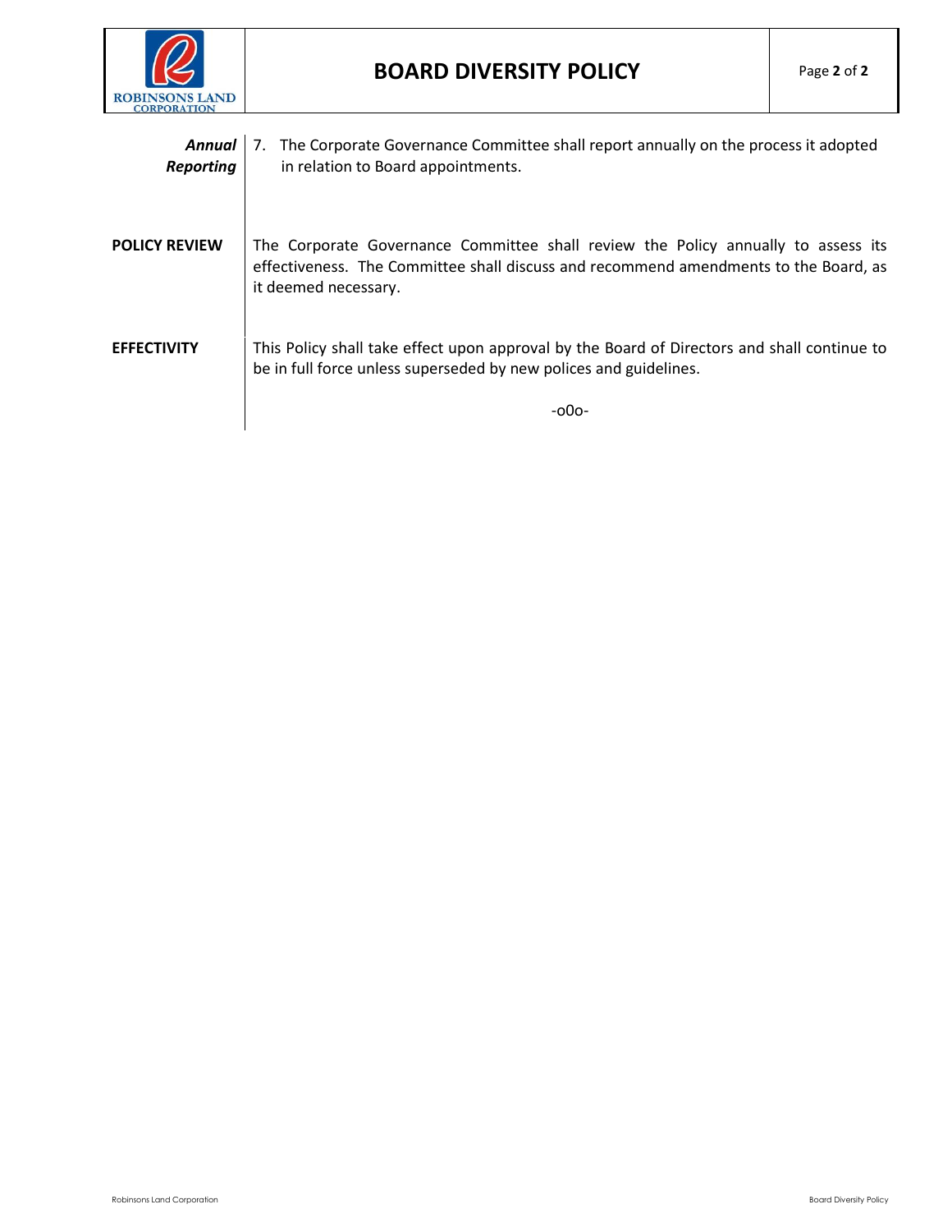***Annual Reporting***

7. The Corporate Governance Committee shall report annually on the process it adopted in relation to Board appointments.

**POLICY REVIEW**

The Corporate Governance Committee shall review the Policy annually to assess its effectiveness. The Committee shall discuss and recommend amendments to the Board, as it deemed necessary.

**EFFECTIVITY**

This Policy shall take effect upon approval by the Board of Directors and shall continue to be in full force unless superseded by new polices and guidelines.

-o0o-